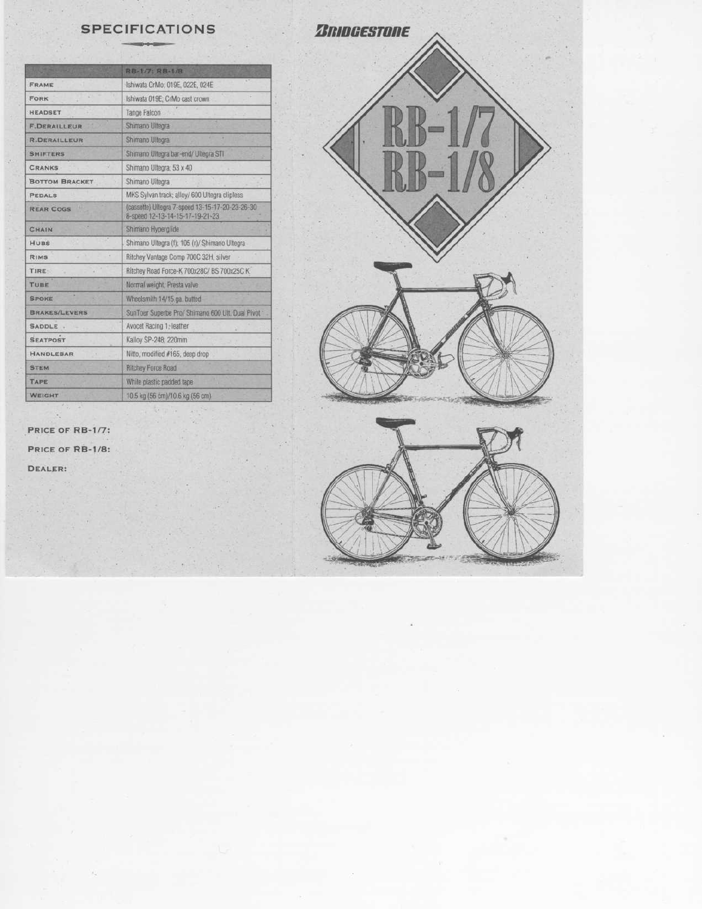## SPECIFICATIONS

| | RB-1/7; RB-1/8 |
|---|---|
| FRAME | Ishiwata CrMo; 019E, 022E, 024E |
| FORK | Ishiwata 019E; CrMo cast crown |
| HEADSET | Tange Falcon |
| F.DERAILLEUR | Shimano Ultegra |
| R.DERAILLEUR | Shimano Ultegra |
| SHIFTERS | Shimano Ultegra bar-end/ Ultegra STI |
| CRANKS | Shimano Ultegra; 53 x 40 |
| BOTTOM BRACKET | Shimano Ultegra |
| PEDALS | MKS Sylvan track; alloy/ 600 Ultegra clipless |
| REAR COGS | (cassette) Ultegra 7-speed 13-15-17-20-23-26-30 8-speed 12-13-14-15-17-19-21-23 |
| CHAIN | Shimano Hyperglide |
| HUBS | Shimano Ultegra (f); 105 (r)/ Shimano Ultegra |
| RIMS | Ritchey Vantage Comp 700C 32H, silver |
| TIRE | Ritchey Road Force-K 700x28C/ BS 700x25C K |
| TUBE | Normal weight, Presta valve |
| SPOKE | Wheelsmith 14/15 ga. butted |
| BRAKES/LEVERS | SunTour Superbe Pro/ Shimano 600 Ult. Dual Pivot |
| SADDLE | Avocet Racing 1; leather |
| SEATPOST | Kalloy SP-248; 220mm |
| HANDLEBAR | Nitto, modified #165, deep drop |
| STEM | Ritchey Force Road |
| TAPE | White plastic padded tape |
| WEIGHT | 10.5 kg (56 cm)/10.6 kg (56 cm) |

PRICE OF RB-1/7:

PRICE OF RB-1/8:

DEALER:

**BRIDGESTONE**

# RB-1/7
# RB-1/8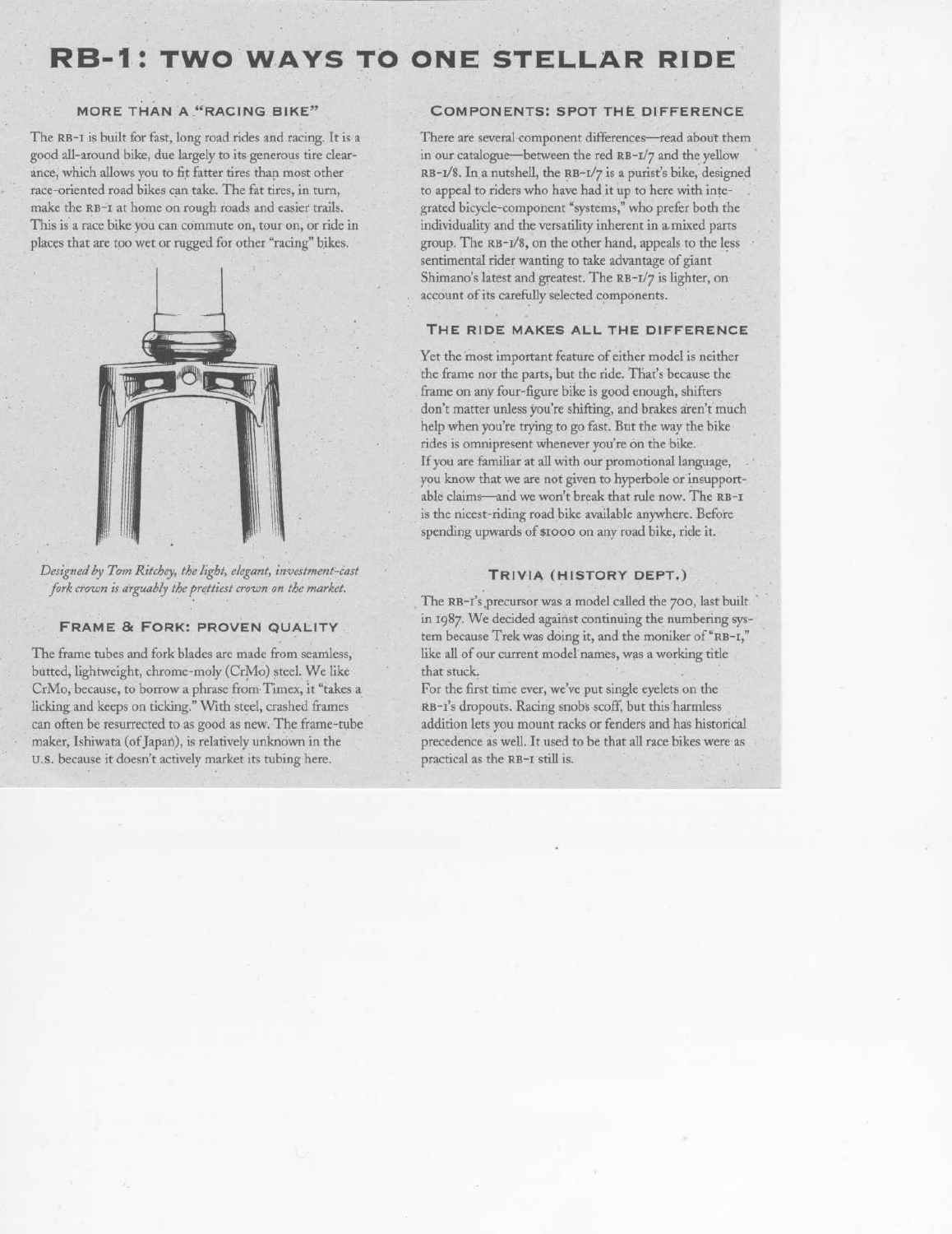# RB-1: TWO WAYS TO ONE STELLAR RIDE

## MORE THAN A "RACING BIKE"

The RB-1 is built for fast, long road rides and racing. It is a good all-around bike, due largely to its generous tire clearance, which allows you to fit fatter tires than most other race-oriented road bikes can take. The fat tires, in turn, make the RB-1 at home on rough roads and easier trails. This is a race bike you can commute on, tour on, or ride in places that are too wet or rugged for other "racing" bikes.

*Designed by Tom Ritchey, the light, elegant, investment-cast fork crown is arguably the prettiest crown on the market.*

## FRAME & FORK: PROVEN QUALITY

The frame tubes and fork blades are made from seamless, butted, lightweight, chrome-moly (CrMo) steel. We like CrMo, because, to borrow a phrase from Timex, it "takes a licking and keeps on ticking." With steel, crashed frames can often be resurrected to as good as new. The frame-tube maker, Ishiwata (of Japan), is relatively unknown in the U.S. because it doesn't actively market its tubing here.

## COMPONENTS: SPOT THE DIFFERENCE

There are several component differences—read about them in our catalogue—between the red RB-1/7 and the yellow RB-1/8. In a nutshell, the RB-1/7 is a purist's bike, designed to appeal to riders who have had it up to here with integrated bicycle-component "systems," who prefer both the individuality and the versatility inherent in a mixed parts group. The RB-1/8, on the other hand, appeals to the less sentimental rider wanting to take advantage of giant Shimano's latest and greatest. The RB-1/7 is lighter, on account of its carefully selected components.

## THE RIDE MAKES ALL THE DIFFERENCE

Yet the most important feature of either model is neither the frame nor the parts, but the ride. That's because the frame on any four-figure bike is good enough, shifters don't matter unless you're shifting, and brakes aren't much help when you're trying to go fast. But the way the bike rides is omnipresent whenever you're on the bike.

If you are familiar at all with our promotional language, you know that we are not given to hyperbole or insupportable claims—and we won't break that rule now. The RB-1 is the nicest-riding road bike available anywhere. Before spending upwards of $1000 on any road bike, ride it.

## TRIVIA (HISTORY DEPT.)

The RB-1's precursor was a model called the 700, last built in 1987. We decided against continuing the numbering system because Trek was doing it, and the moniker of "RB-1," like all of our current model names, was a working title that stuck.

For the first time ever, we've put single eyelets on the RB-1's dropouts. Racing snobs scoff, but this harmless addition lets you mount racks or fenders and has historical precedence as well. It used to be that all race bikes were as practical as the RB-1 still is.